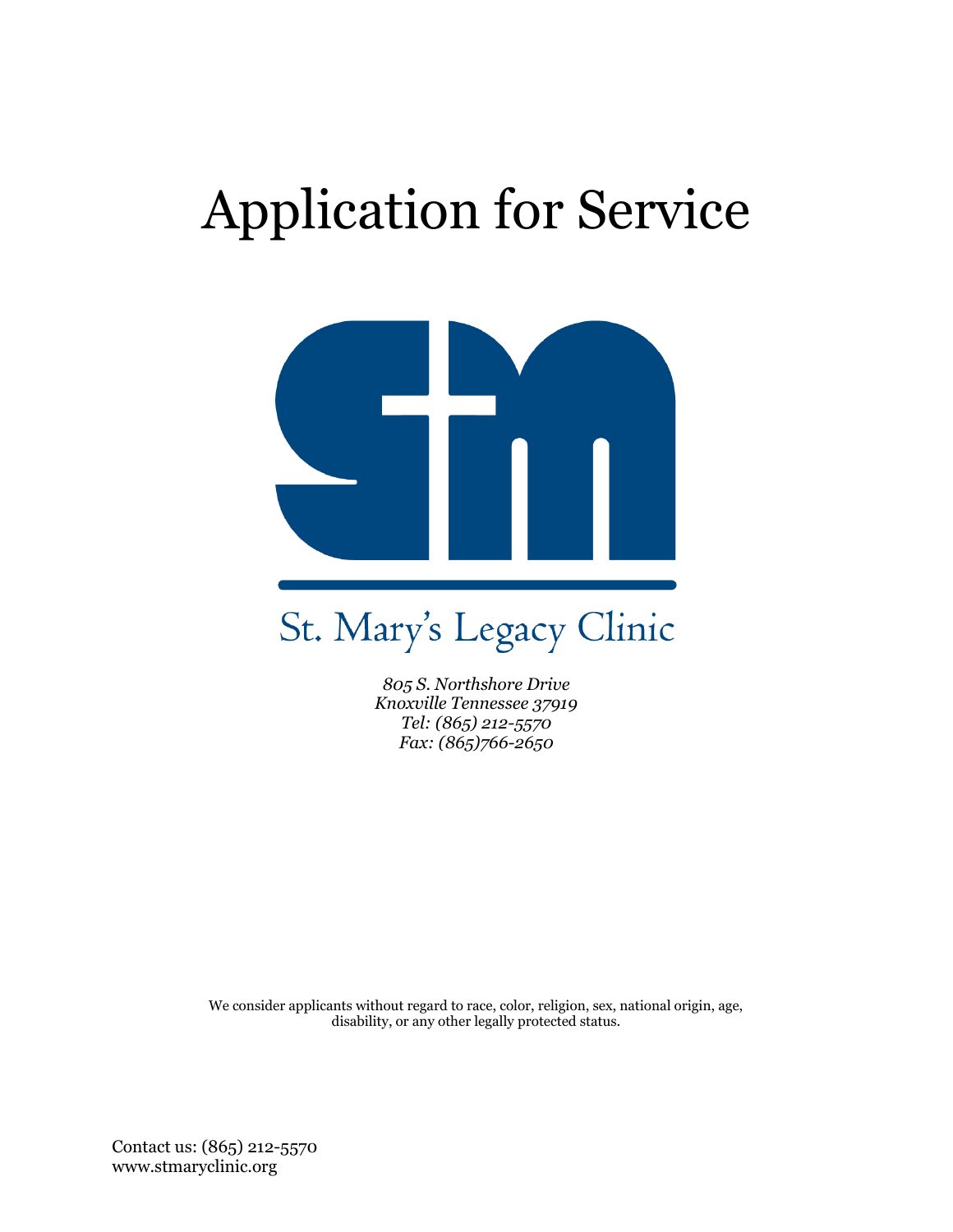# Application for Service

St. Mary's Legacy Clinic

*805 S. Northshore Drive*
*Knoxville Tennessee 37919*
*Tel: (865) 212-5570*
*Fax: (865)766-2650*

We consider applicants without regard to race, color, religion, sex, national origin, age, disability, or any other legally protected status.

Contact us: (865) 212-5570
www.stmaryclinic.org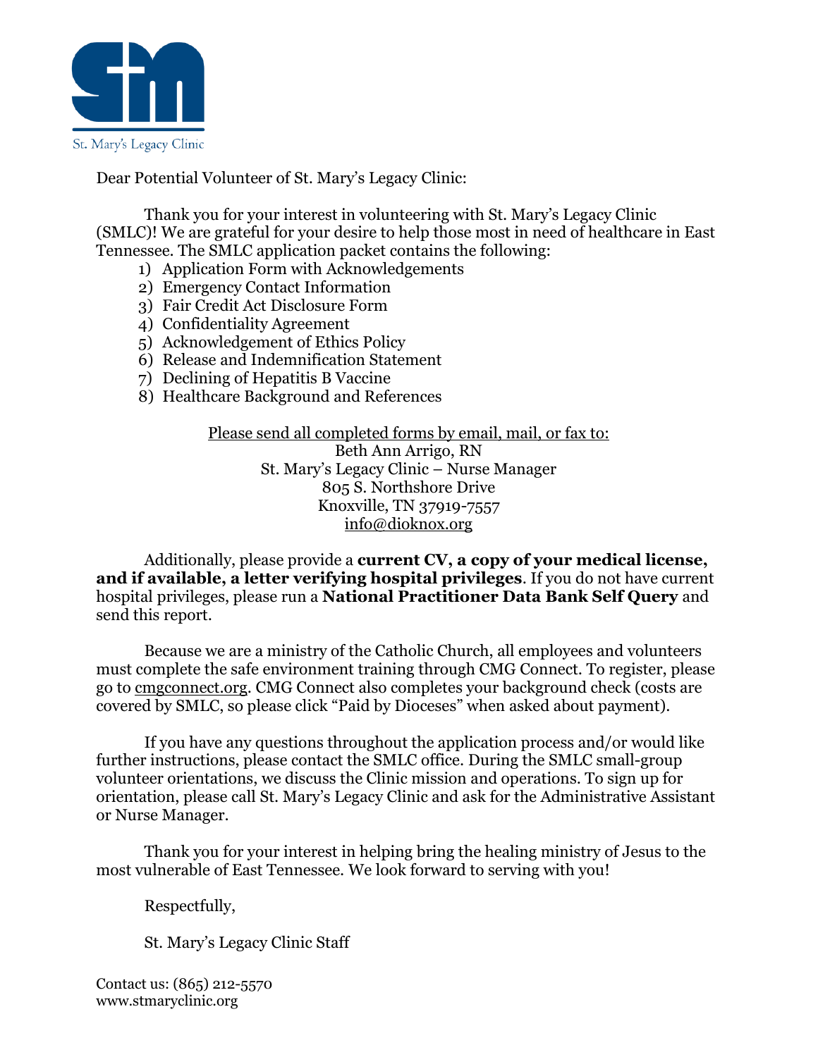St. Mary's Legacy Clinic

Dear Potential Volunteer of St. Mary's Legacy Clinic:

Thank you for your interest in volunteering with St. Mary's Legacy Clinic (SMLC)! We are grateful for your desire to help those most in need of healthcare in East Tennessee. The SMLC application packet contains the following:

1) Application Form with Acknowledgements
2) Emergency Contact Information
3) Fair Credit Act Disclosure Form
4) Confidentiality Agreement
5) Acknowledgement of Ethics Policy
6) Release and Indemnification Statement
7) Declining of Hepatitis B Vaccine
8) Healthcare Background and References

Please send all completed forms by email, mail, or fax to:
Beth Ann Arrigo, RN
St. Mary's Legacy Clinic – Nurse Manager
805 S. Northshore Drive
Knoxville, TN 37919-7557
info@dioknox.org

Additionally, please provide a **current CV, a copy of your medical license, and if available, a letter verifying hospital privileges**. If you do not have current hospital privileges, please run a **National Practitioner Data Bank Self Query** and send this report.

Because we are a ministry of the Catholic Church, all employees and volunteers must complete the safe environment training through CMG Connect. To register, please go to cmgconnect.org. CMG Connect also completes your background check (costs are covered by SMLC, so please click "Paid by Dioceses" when asked about payment).

If you have any questions throughout the application process and/or would like further instructions, please contact the SMLC office. During the SMLC small-group volunteer orientations, we discuss the Clinic mission and operations. To sign up for orientation, please call St. Mary's Legacy Clinic and ask for the Administrative Assistant or Nurse Manager.

Thank you for your interest in helping bring the healing ministry of Jesus to the most vulnerable of East Tennessee. We look forward to serving with you!

Respectfully,

St. Mary's Legacy Clinic Staff

Contact us: (865) 212-5570
www.stmaryclinic.org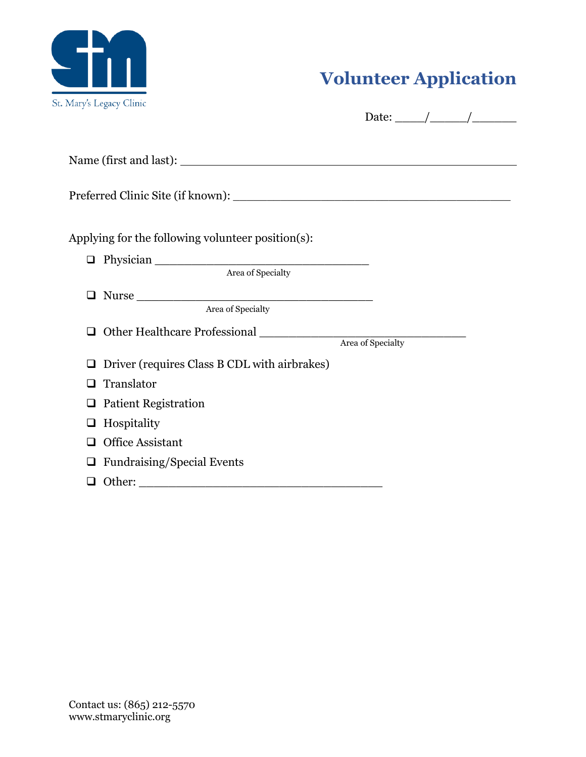St. Mary's Legacy Clinic

# Volunteer Application

Date: ____/_____/______

Name (first and last): ________________________________________________

Preferred Clinic Site (if known): _______________________________________

Applying for the following volunteer position(s):

- ❑ Physician ______________________________
  Area of Specialty
- ❑ Nurse _________________________________
  Area of Specialty
- ❑ Other Healthcare Professional _____________________________
  Area of Specialty
- ❑ Driver (requires Class B CDL with airbrakes)
- ❑ Translator
- ❑ Patient Registration
- ❑ Hospitality
- ❑ Office Assistant
- ❑ Fundraising/Special Events
- ❑ Other: __________________________________

Contact us: (865) 212-5570
www.stmaryclinic.org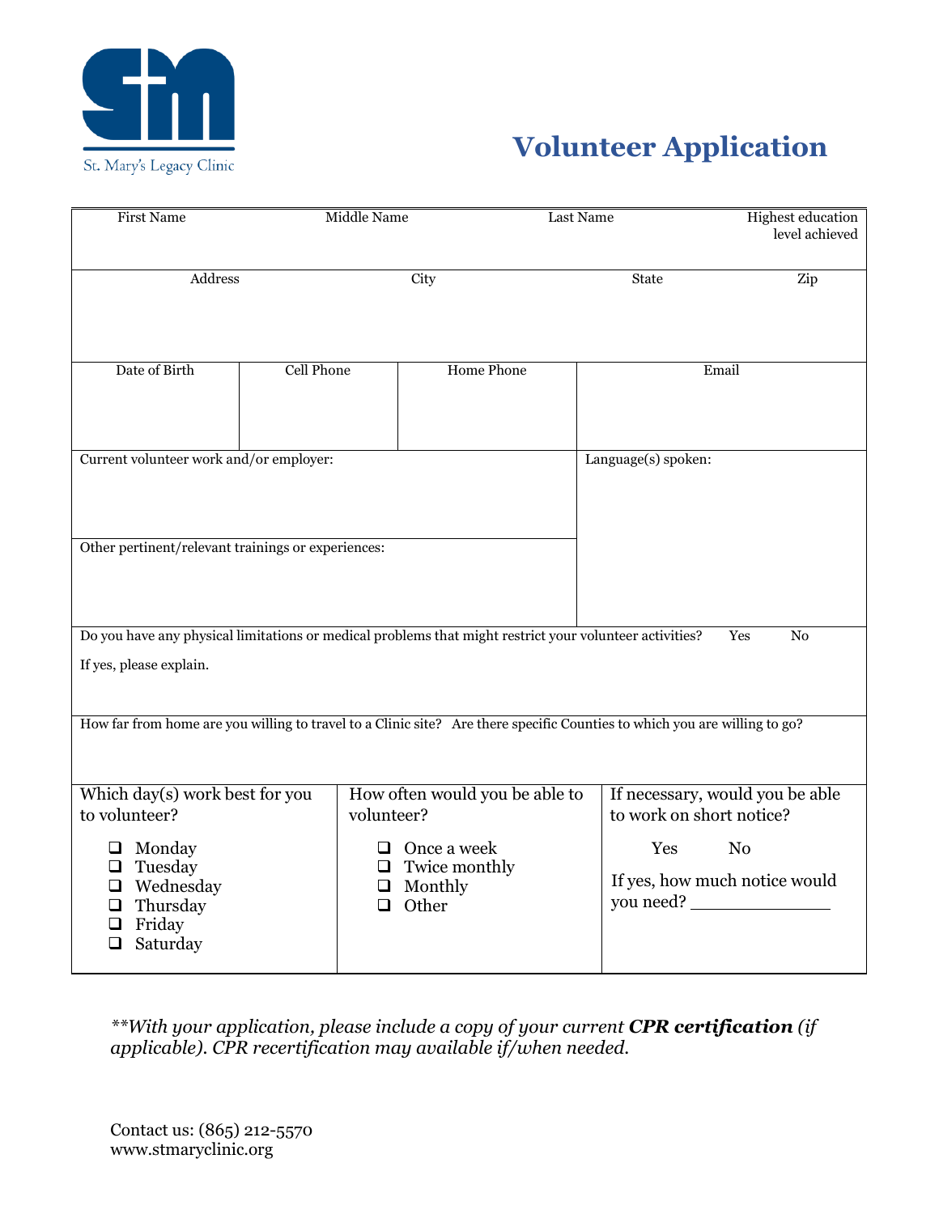St. Mary's Legacy Clinic

# Volunteer Application

| First Name | Middle Name | Last Name | Highest education level achieved |
|---|---|---|---|
| | | | |

| Address | City | State | Zip |
|---|---|---|---|
| | | | |

| Date of Birth | Cell Phone | Home Phone | Email |
|---|---|---|---|
| | | | |

Current volunteer work and/or employer:

Language(s) spoken:

Other pertinent/relevant trainings or experiences:

Do you have any physical limitations or medical problems that might restrict your volunteer activities? Yes No

If yes, please explain.

How far from home are you willing to travel to a Clinic site? Are there specific Counties to which you are willing to go?

| Which day(s) work best for you to volunteer? | How often would you be able to volunteer? | If necessary, would you be able to work on short notice? |
|---|---|---|
| ❑ Monday<br>❑ Tuesday<br>❑ Wednesday<br>❑ Thursday<br>❑ Friday<br>❑ Saturday | ❑ Once a week<br>❑ Twice monthly<br>❑ Monthly<br>❑ Other | Yes No<br>If yes, how much notice would you need? _____________ |

***With your application, please include a copy of your current* ***CPR certification*** *(if applicable). CPR recertification may available if/when needed.*

Contact us: (865) 212-5570
www.stmaryclinic.org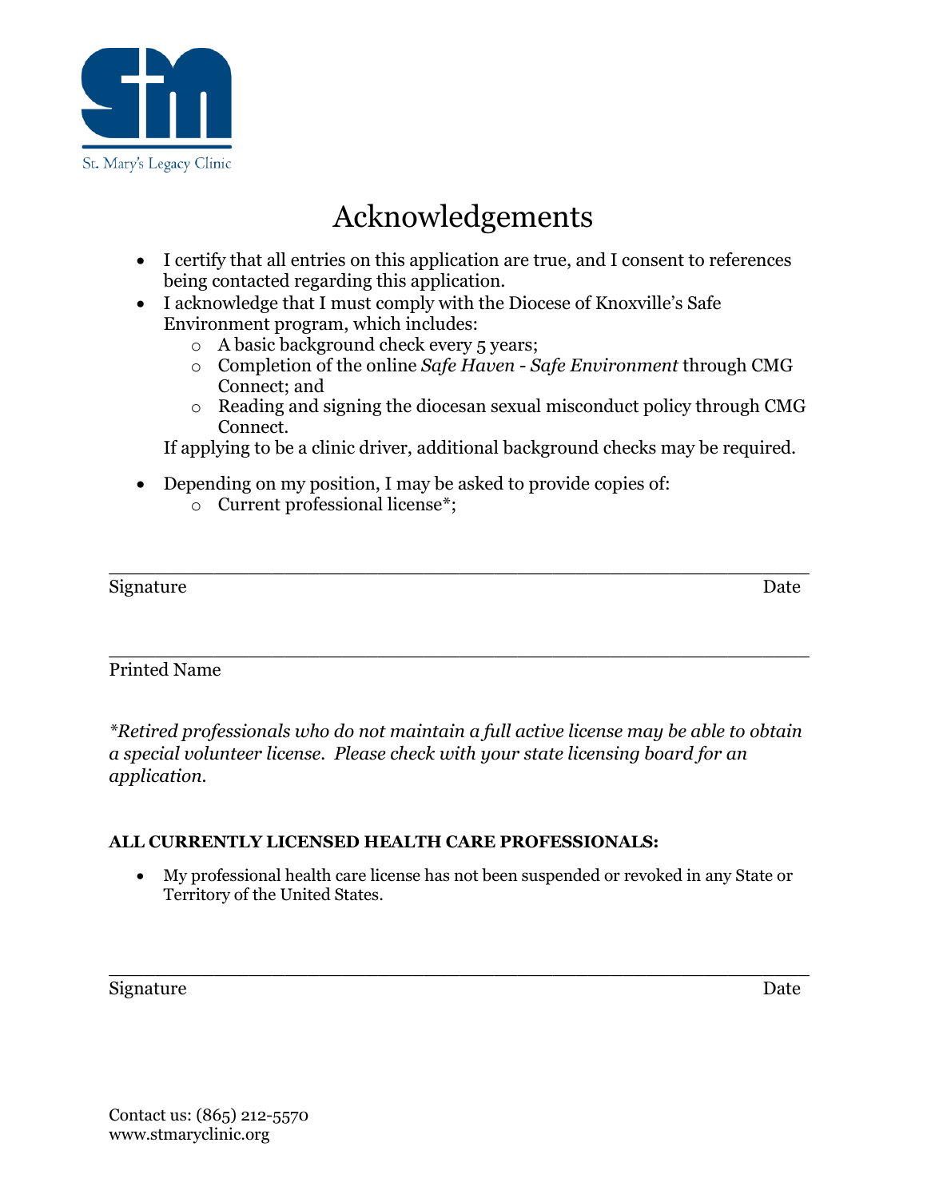St. Mary's Legacy Clinic

# Acknowledgements

- I certify that all entries on this application are true, and I consent to references being contacted regarding this application.
- I acknowledge that I must comply with the Diocese of Knoxville's Safe Environment program, which includes:
  - A basic background check every 5 years;
  - Completion of the online *Safe Haven - Safe Environment* through CMG Connect; and
  - Reading and signing the diocesan sexual misconduct policy through CMG Connect.

  If applying to be a clinic driver, additional background checks may be required.

- Depending on my position, I may be asked to provide copies of:
  - Current professional license*;

\_\_\_\_\_\_\_\_\_\_\_\_\_\_\_\_\_\_\_\_\_\_\_\_\_\_\_\_\_\_\_\_\_\_\_\_\_\_\_\_\_\_\_\_\_\_\_\_\_\_\_\_\_\_\_\_

Signature Date

\_\_\_\_\_\_\_\_\_\_\_\_\_\_\_\_\_\_\_\_\_\_\_\_\_\_\_\_\_\_\_\_\_\_\_\_\_\_\_\_\_\_\_\_\_\_\_\_\_\_\_\_\_\_\_\_

Printed Name

**\*Retired professionals who do not maintain a full active license may be able to obtain a special volunteer license. Please check with your state licensing board for an application.**

**ALL CURRENTLY LICENSED HEALTH CARE PROFESSIONALS:**

- My professional health care license has not been suspended or revoked in any State or Territory of the United States.

\_\_\_\_\_\_\_\_\_\_\_\_\_\_\_\_\_\_\_\_\_\_\_\_\_\_\_\_\_\_\_\_\_\_\_\_\_\_\_\_\_\_\_\_\_\_\_\_\_\_\_\_\_\_\_\_

Signature Date

Contact us: (865) 212-5570
www.stmaryclinic.org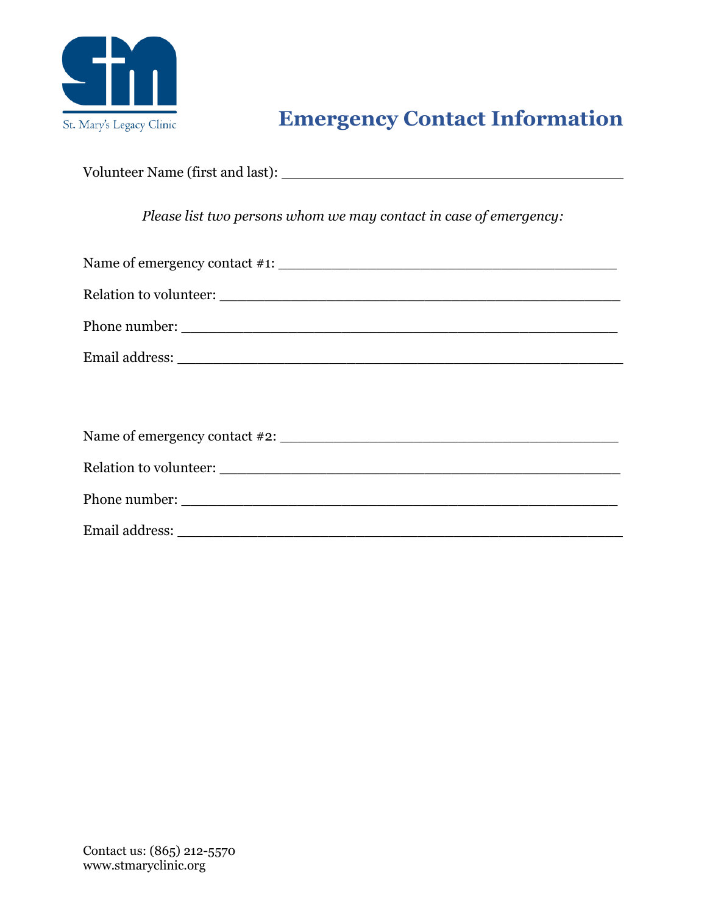St. Mary's Legacy Clinic

# Emergency Contact Information

Volunteer Name (first and last): ______________________________________

*Please list two persons whom we may contact in case of emergency:*

Name of emergency contact #1: _____________________________________

Relation to volunteer: ____________________________________________

Phone number: _________________________________________________

Email address: _________________________________________________

Name of emergency contact #2: _____________________________________

Relation to volunteer: ____________________________________________

Phone number: _________________________________________________

Email address: _________________________________________________

Contact us: (865) 212-5570
www.stmaryclinic.org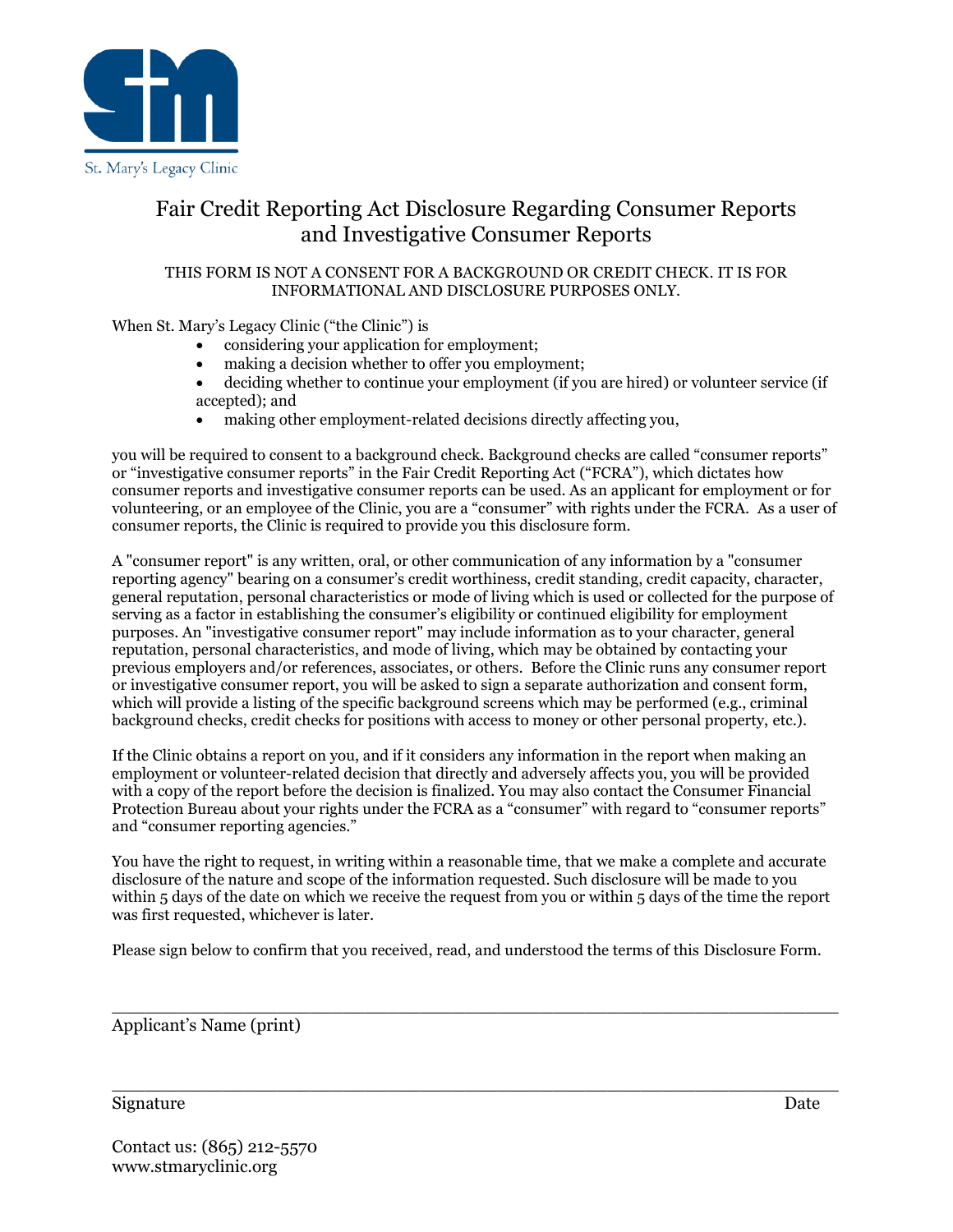St. Mary's Legacy Clinic

# Fair Credit Reporting Act Disclosure Regarding Consumer Reports and Investigative Consumer Reports

THIS FORM IS NOT A CONSENT FOR A BACKGROUND OR CREDIT CHECK. IT IS FOR INFORMATIONAL AND DISCLOSURE PURPOSES ONLY.

When St. Mary's Legacy Clinic ("the Clinic") is

- considering your application for employment;
- making a decision whether to offer you employment;
- deciding whether to continue your employment (if you are hired) or volunteer service (if accepted); and
- making other employment-related decisions directly affecting you,

you will be required to consent to a background check. Background checks are called "consumer reports" or "investigative consumer reports" in the Fair Credit Reporting Act ("FCRA"), which dictates how consumer reports and investigative consumer reports can be used. As an applicant for employment or for volunteering, or an employee of the Clinic, you are a "consumer" with rights under the FCRA. As a user of consumer reports, the Clinic is required to provide you this disclosure form.

A "consumer report" is any written, oral, or other communication of any information by a "consumer reporting agency" bearing on a consumer's credit worthiness, credit standing, credit capacity, character, general reputation, personal characteristics or mode of living which is used or collected for the purpose of serving as a factor in establishing the consumer's eligibility or continued eligibility for employment purposes. An "investigative consumer report" may include information as to your character, general reputation, personal characteristics, and mode of living, which may be obtained by contacting your previous employers and/or references, associates, or others. Before the Clinic runs any consumer report or investigative consumer report, you will be asked to sign a separate authorization and consent form, which will provide a listing of the specific background screens which may be performed (e.g., criminal background checks, credit checks for positions with access to money or other personal property, etc.).

If the Clinic obtains a report on you, and if it considers any information in the report when making an employment or volunteer-related decision that directly and adversely affects you, you will be provided with a copy of the report before the decision is finalized. You may also contact the Consumer Financial Protection Bureau about your rights under the FCRA as a "consumer" with regard to "consumer reports" and "consumer reporting agencies."

You have the right to request, in writing within a reasonable time, that we make a complete and accurate disclosure of the nature and scope of the information requested. Such disclosure will be made to you within 5 days of the date on which we receive the request from you or within 5 days of the time the report was first requested, whichever is later.

Please sign below to confirm that you received, read, and understood the terms of this Disclosure Form.

\_\_\_\_\_\_\_\_\_\_\_\_\_\_\_\_\_\_\_\_\_\_\_\_\_\_\_\_\_\_\_\_\_\_\_\_\_\_\_\_\_\_\_\_\_\_\_\_\_\_\_\_\_\_\_\_\_\_\_\_

Applicant's Name (print)

\_\_\_\_\_\_\_\_\_\_\_\_\_\_\_\_\_\_\_\_\_\_\_\_\_\_\_\_\_\_\_\_\_\_\_\_\_\_\_\_\_\_\_\_\_\_\_\_\_\_\_\_\_\_\_\_\_\_\_\_

Signature Date

Contact us: (865) 212-5570
www.stmaryclinic.org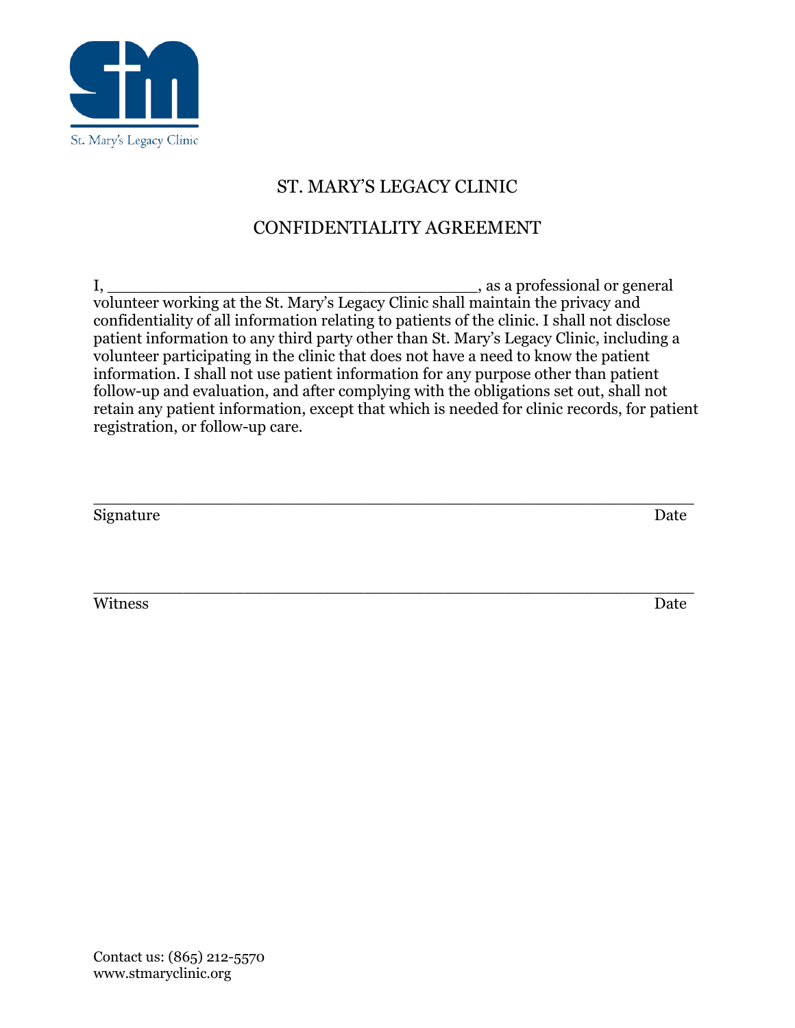St. Mary's Legacy Clinic

# ST. MARY'S LEGACY CLINIC

## CONFIDENTIALITY AGREEMENT

I, ______________________________________, as a professional or general volunteer working at the St. Mary's Legacy Clinic shall maintain the privacy and confidentiality of all information relating to patients of the clinic. I shall not disclose patient information to any third party other than St. Mary's Legacy Clinic, including a volunteer participating in the clinic that does not have a need to know the patient information. I shall not use patient information for any purpose other than patient follow-up and evaluation, and after complying with the obligations set out, shall not retain any patient information, except that which is needed for clinic records, for patient registration, or follow-up care.

_____________________________________________________________

Signature                                                                                                                Date

_____________________________________________________________

Witness                                                                                                                    Date

Contact us: (865) 212-5570
www.stmaryclinic.org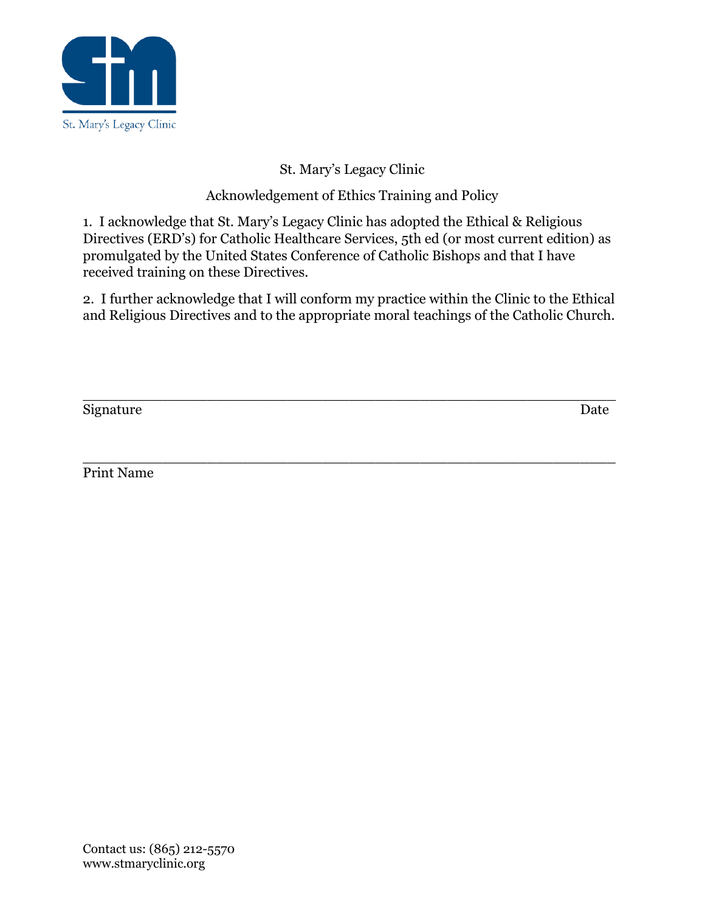St. Mary's Legacy Clinic

# St. Mary's Legacy Clinic

## Acknowledgement of Ethics Training and Policy

1. I acknowledge that St. Mary's Legacy Clinic has adopted the Ethical & Religious Directives (ERD's) for Catholic Healthcare Services, 5th ed (or most current edition) as promulgated by the United States Conference of Catholic Bishops and that I have received training on these Directives.

2. I further acknowledge that I will conform my practice within the Clinic to the Ethical and Religious Directives and to the appropriate moral teachings of the Catholic Church.

\_\_\_\_\_\_\_\_\_\_\_\_\_\_\_\_\_\_\_\_\_\_\_\_\_\_\_\_\_\_\_\_\_\_\_\_\_\_\_\_\_\_\_\_\_\_\_\_\_\_\_\_\_\_

Signature Date

\_\_\_\_\_\_\_\_\_\_\_\_\_\_\_\_\_\_\_\_\_\_\_\_\_\_\_\_\_\_\_\_\_\_\_\_\_\_\_\_\_\_\_\_\_\_\_\_\_\_\_\_\_\_

Print Name

Contact us: (865) 212-5570
www.stmaryclinic.org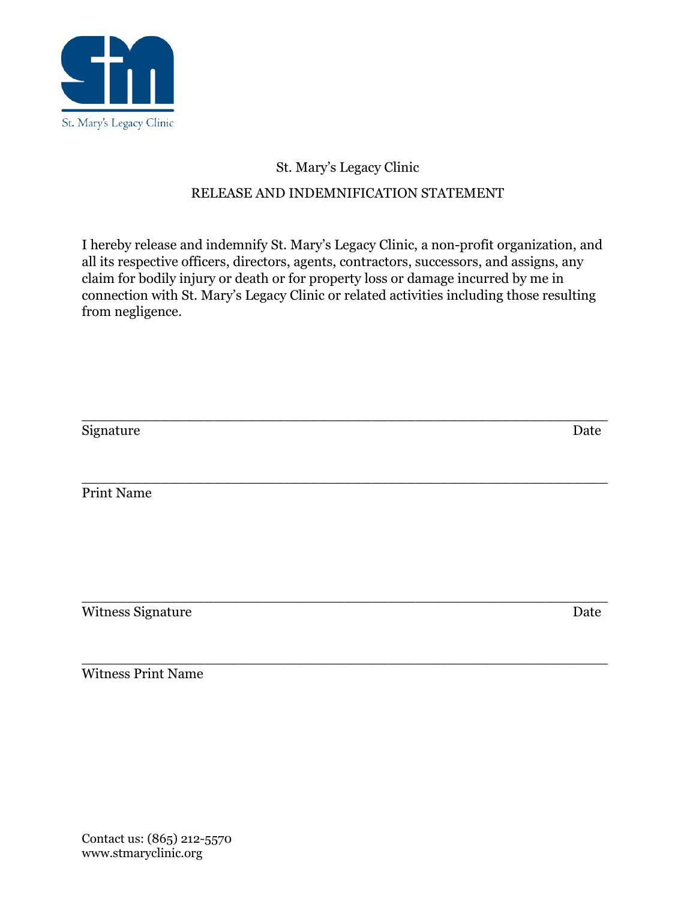St. Mary's Legacy Clinic

St. Mary's Legacy Clinic

RELEASE AND INDEMNIFICATION STATEMENT

I hereby release and indemnify St. Mary's Legacy Clinic, a non-profit organization, and all its respective officers, directors, agents, contractors, successors, and assigns, any claim for bodily injury or death or for property loss or damage incurred by me in connection with St. Mary's Legacy Clinic or related activities including those resulting from negligence.

_______________________________________________________________

Signature Date

_______________________________________________________________

Print Name

_______________________________________________________________

Witness Signature Date

_______________________________________________________________

Witness Print Name

Contact us: (865) 212-5570
www.stmaryclinic.org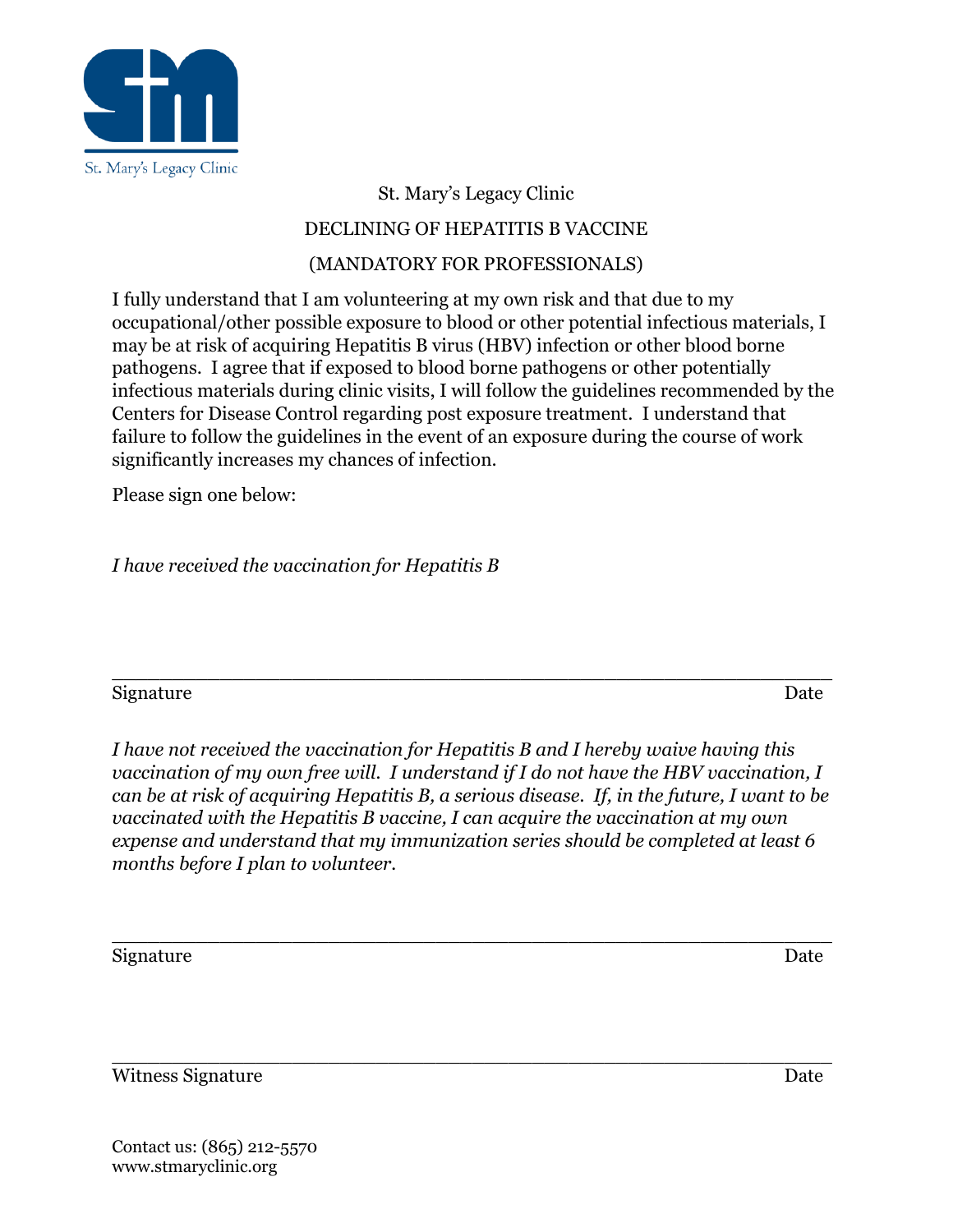St. Mary's Legacy Clinic

# St. Mary's Legacy Clinic

## DECLINING OF HEPATITIS B VACCINE

## (MANDATORY FOR PROFESSIONALS)

I fully understand that I am volunteering at my own risk and that due to my occupational/other possible exposure to blood or other potential infectious materials, I may be at risk of acquiring Hepatitis B virus (HBV) infection or other blood borne pathogens. I agree that if exposed to blood borne pathogens or other potentially infectious materials during clinic visits, I will follow the guidelines recommended by the Centers for Disease Control regarding post exposure treatment. I understand that failure to follow the guidelines in the event of an exposure during the course of work significantly increases my chances of infection.

Please sign one below:

*I have received the vaccination for Hepatitis B*

\_\_\_\_\_\_\_\_\_\_\_\_\_\_\_\_\_\_\_\_\_\_\_\_\_\_\_\_\_\_\_\_\_\_\_\_\_\_\_\_\_\_\_\_\_\_\_\_\_\_\_\_\_\_

Signature Date

*I have not received the vaccination for Hepatitis B and I hereby waive having this vaccination of my own free will. I understand if I do not have the HBV vaccination, I can be at risk of acquiring Hepatitis B, a serious disease. If, in the future, I want to be vaccinated with the Hepatitis B vaccine, I can acquire the vaccination at my own expense and understand that my immunization series should be completed at least 6 months before I plan to volunteer.*

\_\_\_\_\_\_\_\_\_\_\_\_\_\_\_\_\_\_\_\_\_\_\_\_\_\_\_\_\_\_\_\_\_\_\_\_\_\_\_\_\_\_\_\_\_\_\_\_\_\_\_\_\_\_

Signature Date

\_\_\_\_\_\_\_\_\_\_\_\_\_\_\_\_\_\_\_\_\_\_\_\_\_\_\_\_\_\_\_\_\_\_\_\_\_\_\_\_\_\_\_\_\_\_\_\_\_\_\_\_\_\_

Witness Signature Date

Contact us: (865) 212-5570
www.stmaryclinic.org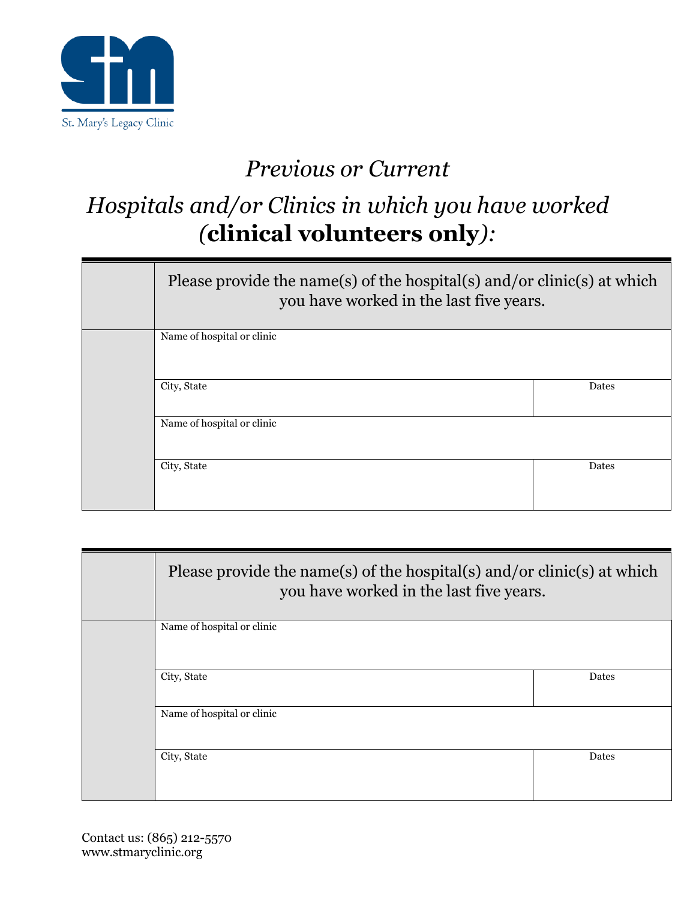St. Mary's Legacy Clinic

# *Previous or Current*

# *Hospitals and/or Clinics in which you have worked (**clinical volunteers only**):*

| | Please provide the name(s) of the hospital(s) and/or clinic(s) at which you have worked in the last five years. | |
|---|---|---|
| | Name of hospital or clinic | |
| | City, State | Dates |
| | Name of hospital or clinic | |
| | City, State | Dates |

| | Please provide the name(s) of the hospital(s) and/or clinic(s) at which you have worked in the last five years. | |
|---|---|---|
| | Name of hospital or clinic | |
| | City, State | Dates |
| | Name of hospital or clinic | |
| | City, State | Dates |

Contact us: (865) 212-5570
www.stmaryclinic.org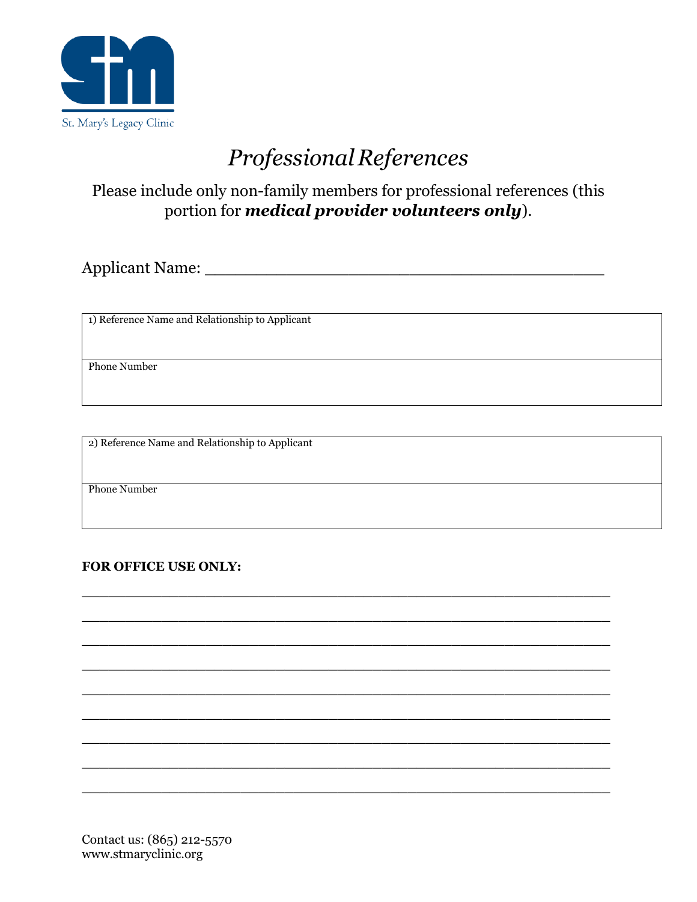St. Mary's Legacy Clinic

# *Professional References*

Please include only non-family members for professional references (this portion for ***medical provider volunteers only***).

Applicant Name: ________________________________________

| 1) Reference Name and Relationship to Applicant |
|---|
| Phone Number |

| 2) Reference Name and Relationship to Applicant |
|---|
| Phone Number |

**FOR OFFICE USE ONLY:**

_____________________________________________________________

_____________________________________________________________

_____________________________________________________________

_____________________________________________________________

_____________________________________________________________

_____________________________________________________________

_____________________________________________________________

_____________________________________________________________

_____________________________________________________________

Contact us: (865) 212-5570
www.stmaryclinic.org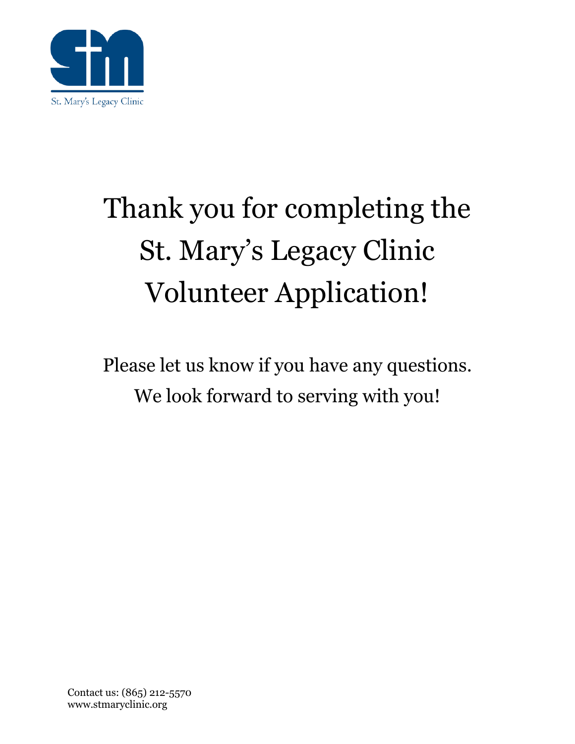St. Mary's Legacy Clinic

# Thank you for completing the St. Mary's Legacy Clinic Volunteer Application!

Please let us know if you have any questions.
We look forward to serving with you!

Contact us: (865) 212-5570
www.stmaryclinic.org